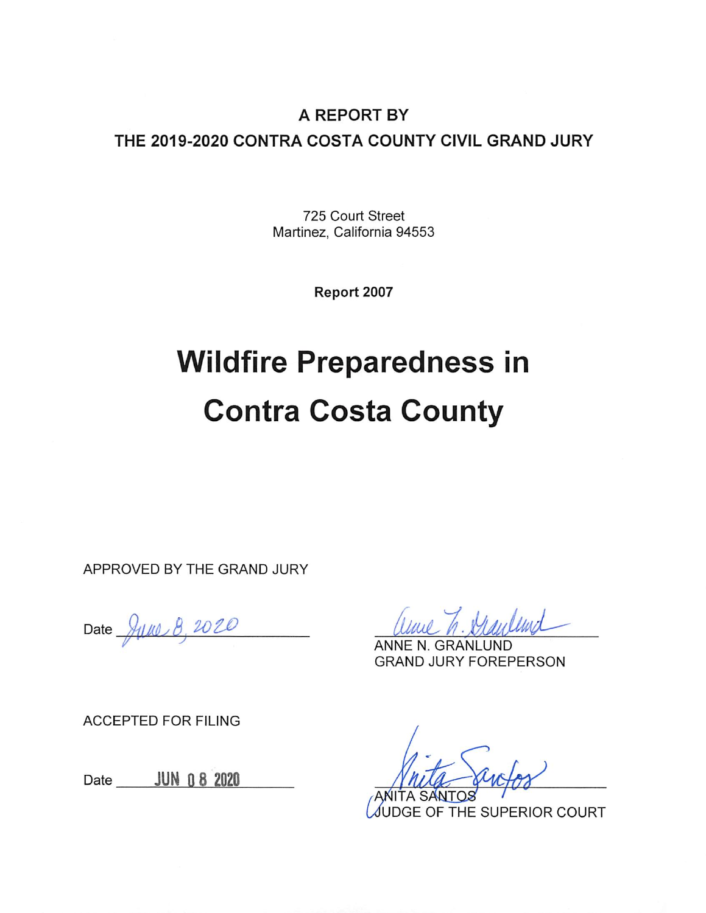**A REPORT BY**

**THE 2019-2020 CONTRA COSTA COUNTY CIVIL GRAND JURY**

725 Court Street
Martinez, California 94553

**Report 2007**

# Wildfire Preparedness in Contra Costa County

APPROVED BY THE GRAND JURY

Date June 8, 2020

Anne N. Granlund
ANNE N. GRANLUND
GRAND JURY FOREPERSON

ACCEPTED FOR FILING

Date JUN 08 2020

Anita Santos
ANITA SANTOS
JUDGE OF THE SUPERIOR COURT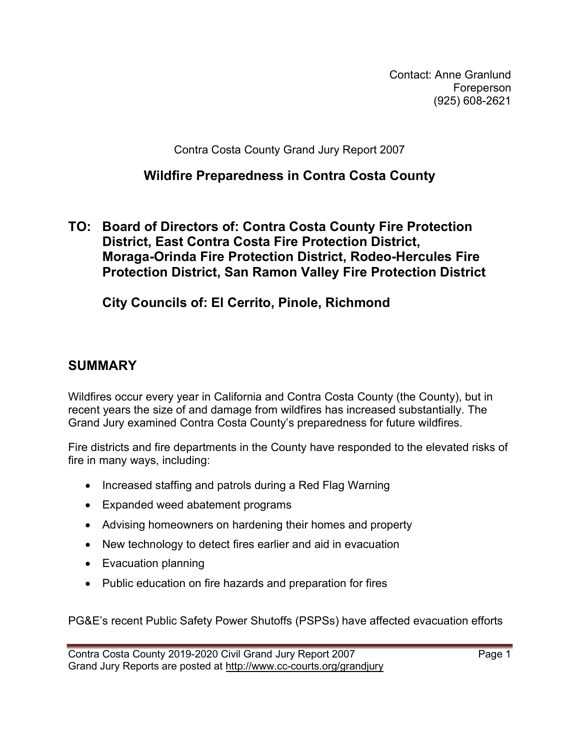Contact: Anne Granlund
Foreperson
(925) 608-2621

Contra Costa County Grand Jury Report 2007

## Wildfire Preparedness in Contra Costa County

**TO: Board of Directors of: Contra Costa County Fire Protection District, East Contra Costa Fire Protection District, Moraga-Orinda Fire Protection District, Rodeo-Hercules Fire Protection District, San Ramon Valley Fire Protection District**

**City Councils of: El Cerrito, Pinole, Richmond**

## SUMMARY

Wildfires occur every year in California and Contra Costa County (the County), but in recent years the size of and damage from wildfires has increased substantially. The Grand Jury examined Contra Costa County's preparedness for future wildfires.

Fire districts and fire departments in the County have responded to the elevated risks of fire in many ways, including:

- Increased staffing and patrols during a Red Flag Warning
- Expanded weed abatement programs
- Advising homeowners on hardening their homes and property
- New technology to detect fires earlier and aid in evacuation
- Evacuation planning
- Public education on fire hazards and preparation for fires

PG&E's recent Public Safety Power Shutoffs (PSPSs) have affected evacuation efforts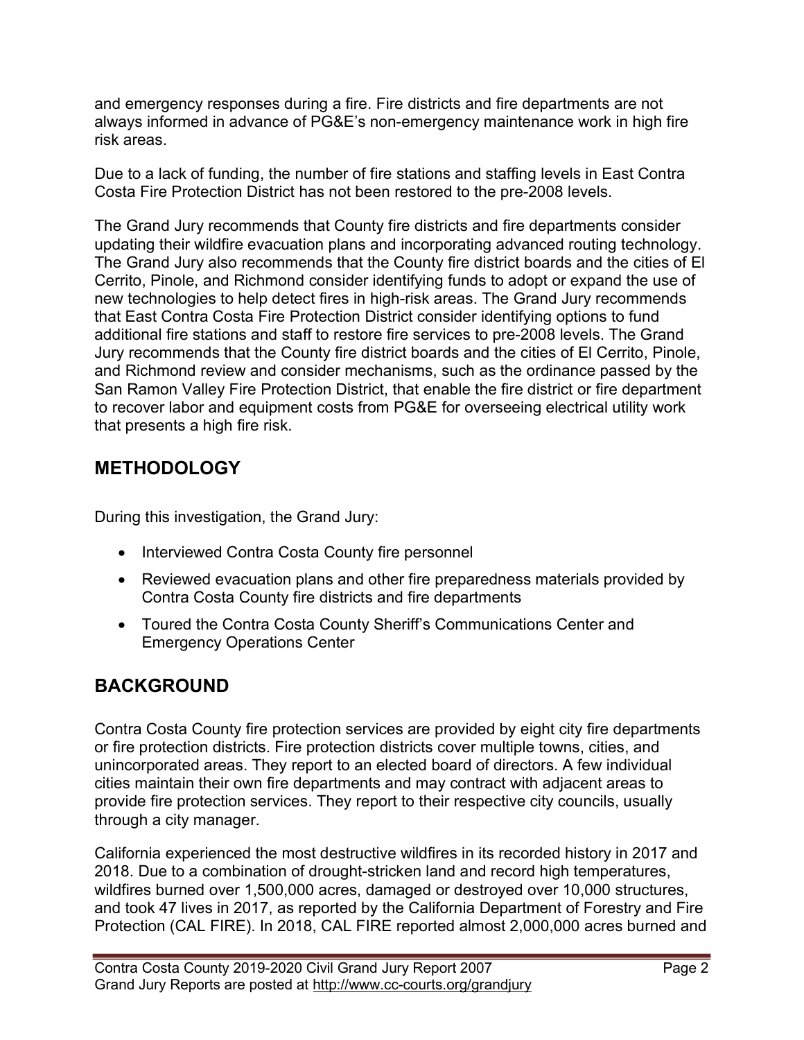and emergency responses during a fire. Fire districts and fire departments are not always informed in advance of PG&E's non-emergency maintenance work in high fire risk areas.

Due to a lack of funding, the number of fire stations and staffing levels in East Contra Costa Fire Protection District has not been restored to the pre-2008 levels.

The Grand Jury recommends that County fire districts and fire departments consider updating their wildfire evacuation plans and incorporating advanced routing technology. The Grand Jury also recommends that the County fire district boards and the cities of El Cerrito, Pinole, and Richmond consider identifying funds to adopt or expand the use of new technologies to help detect fires in high-risk areas. The Grand Jury recommends that East Contra Costa Fire Protection District consider identifying options to fund additional fire stations and staff to restore fire services to pre-2008 levels. The Grand Jury recommends that the County fire district boards and the cities of El Cerrito, Pinole, and Richmond review and consider mechanisms, such as the ordinance passed by the San Ramon Valley Fire Protection District, that enable the fire district or fire department to recover labor and equipment costs from PG&E for overseeing electrical utility work that presents a high fire risk.

## METHODOLOGY

During this investigation, the Grand Jury:

- Interviewed Contra Costa County fire personnel
- Reviewed evacuation plans and other fire preparedness materials provided by Contra Costa County fire districts and fire departments
- Toured the Contra Costa County Sheriff's Communications Center and Emergency Operations Center

## BACKGROUND

Contra Costa County fire protection services are provided by eight city fire departments or fire protection districts. Fire protection districts cover multiple towns, cities, and unincorporated areas. They report to an elected board of directors. A few individual cities maintain their own fire departments and may contract with adjacent areas to provide fire protection services. They report to their respective city councils, usually through a city manager.

California experienced the most destructive wildfires in its recorded history in 2017 and 2018. Due to a combination of drought-stricken land and record high temperatures, wildfires burned over 1,500,000 acres, damaged or destroyed over 10,000 structures, and took 47 lives in 2017, as reported by the California Department of Forestry and Fire Protection (CAL FIRE). In 2018, CAL FIRE reported almost 2,000,000 acres burned and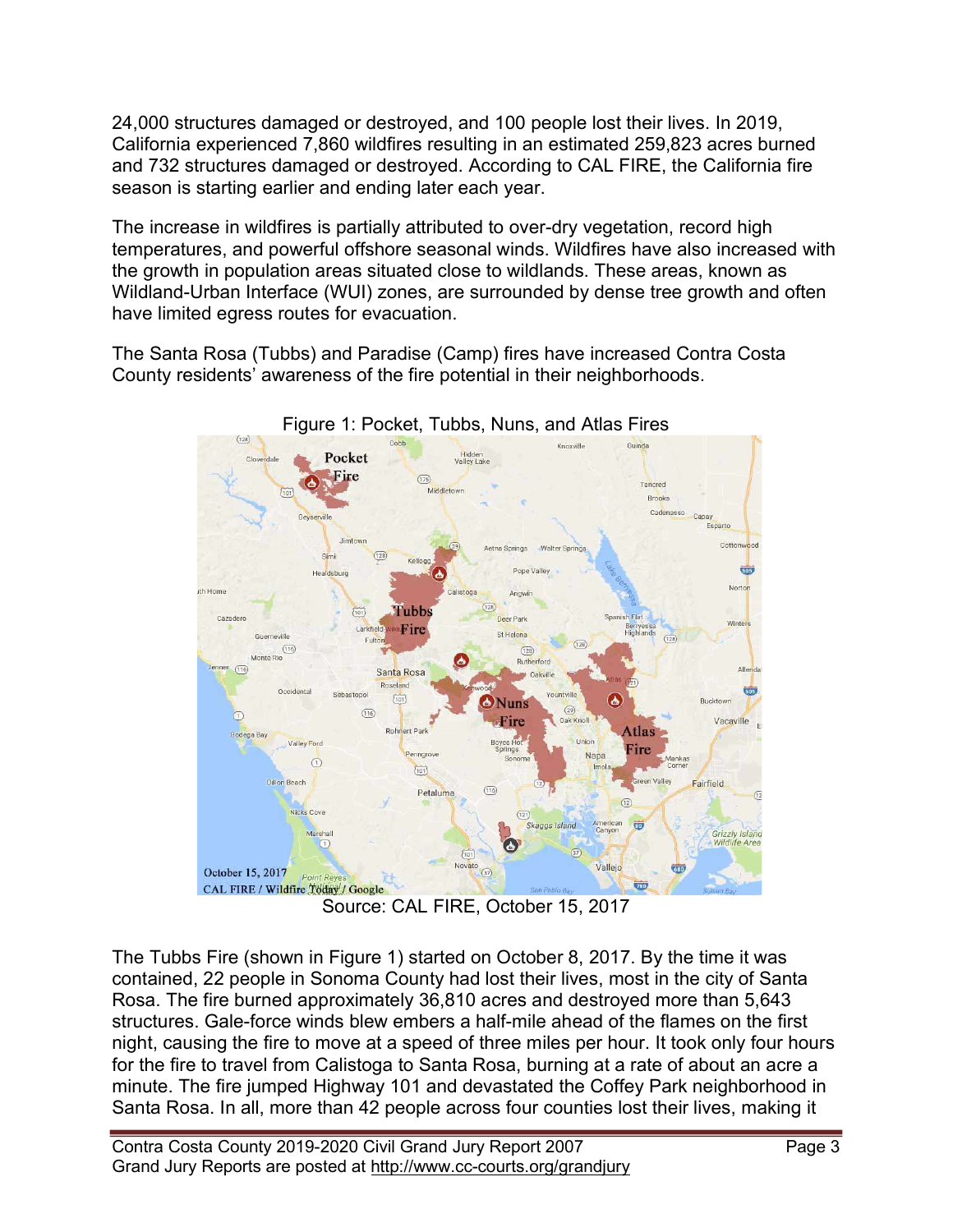24,000 structures damaged or destroyed, and 100 people lost their lives. In 2019, California experienced 7,860 wildfires resulting in an estimated 259,823 acres burned and 732 structures damaged or destroyed. According to CAL FIRE, the California fire season is starting earlier and ending later each year.

The increase in wildfires is partially attributed to over-dry vegetation, record high temperatures, and powerful offshore seasonal winds. Wildfires have also increased with the growth in population areas situated close to wildlands. These areas, known as Wildland-Urban Interface (WUI) zones, are surrounded by dense tree growth and often have limited egress routes for evacuation.

The Santa Rosa (Tubbs) and Paradise (Camp) fires have increased Contra Costa County residents' awareness of the fire potential in their neighborhoods.

Figure 1: Pocket, Tubbs, Nuns, and Atlas Fires

Source: CAL FIRE, October 15, 2017

The Tubbs Fire (shown in Figure 1) started on October 8, 2017. By the time it was contained, 22 people in Sonoma County had lost their lives, most in the city of Santa Rosa. The fire burned approximately 36,810 acres and destroyed more than 5,643 structures. Gale-force winds blew embers a half-mile ahead of the flames on the first night, causing the fire to move at a speed of three miles per hour. It took only four hours for the fire to travel from Calistoga to Santa Rosa, burning at a rate of about an acre a minute. The fire jumped Highway 101 and devastated the Coffey Park neighborhood in Santa Rosa. In all, more than 42 people across four counties lost their lives, making it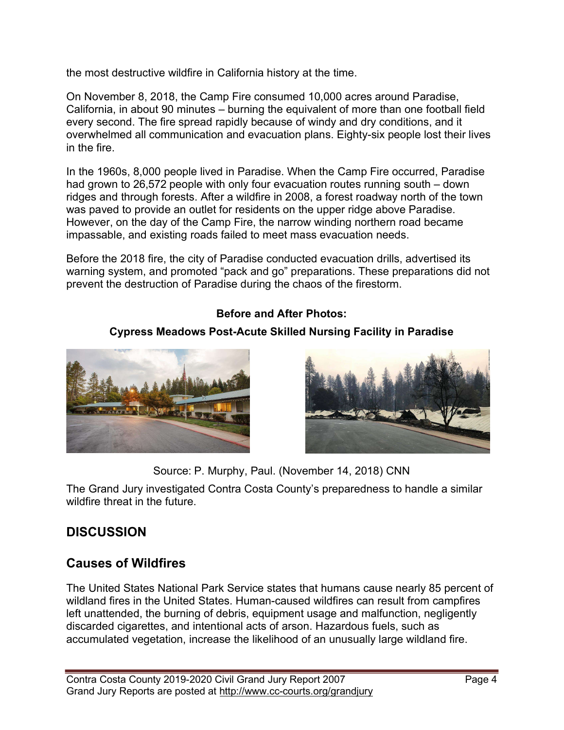the most destructive wildfire in California history at the time.

On November 8, 2018, the Camp Fire consumed 10,000 acres around Paradise, California, in about 90 minutes – burning the equivalent of more than one football field every second. The fire spread rapidly because of windy and dry conditions, and it overwhelmed all communication and evacuation plans. Eighty-six people lost their lives in the fire.

In the 1960s, 8,000 people lived in Paradise. When the Camp Fire occurred, Paradise had grown to 26,572 people with only four evacuation routes running south – down ridges and through forests. After a wildfire in 2008, a forest roadway north of the town was paved to provide an outlet for residents on the upper ridge above Paradise. However, on the day of the Camp Fire, the narrow winding northern road became impassable, and existing roads failed to meet mass evacuation needs.

Before the 2018 fire, the city of Paradise conducted evacuation drills, advertised its warning system, and promoted "pack and go" preparations. These preparations did not prevent the destruction of Paradise during the chaos of the firestorm.

**Before and After Photos:**

**Cypress Meadows Post-Acute Skilled Nursing Facility in Paradise**

Source: P. Murphy, Paul. (November 14, 2018) CNN

The Grand Jury investigated Contra Costa County's preparedness to handle a similar wildfire threat in the future.

## DISCUSSION

## Causes of Wildfires

The United States National Park Service states that humans cause nearly 85 percent of wildland fires in the United States. Human-caused wildfires can result from campfires left unattended, the burning of debris, equipment usage and malfunction, negligently discarded cigarettes, and intentional acts of arson. Hazardous fuels, such as accumulated vegetation, increase the likelihood of an unusually large wildland fire.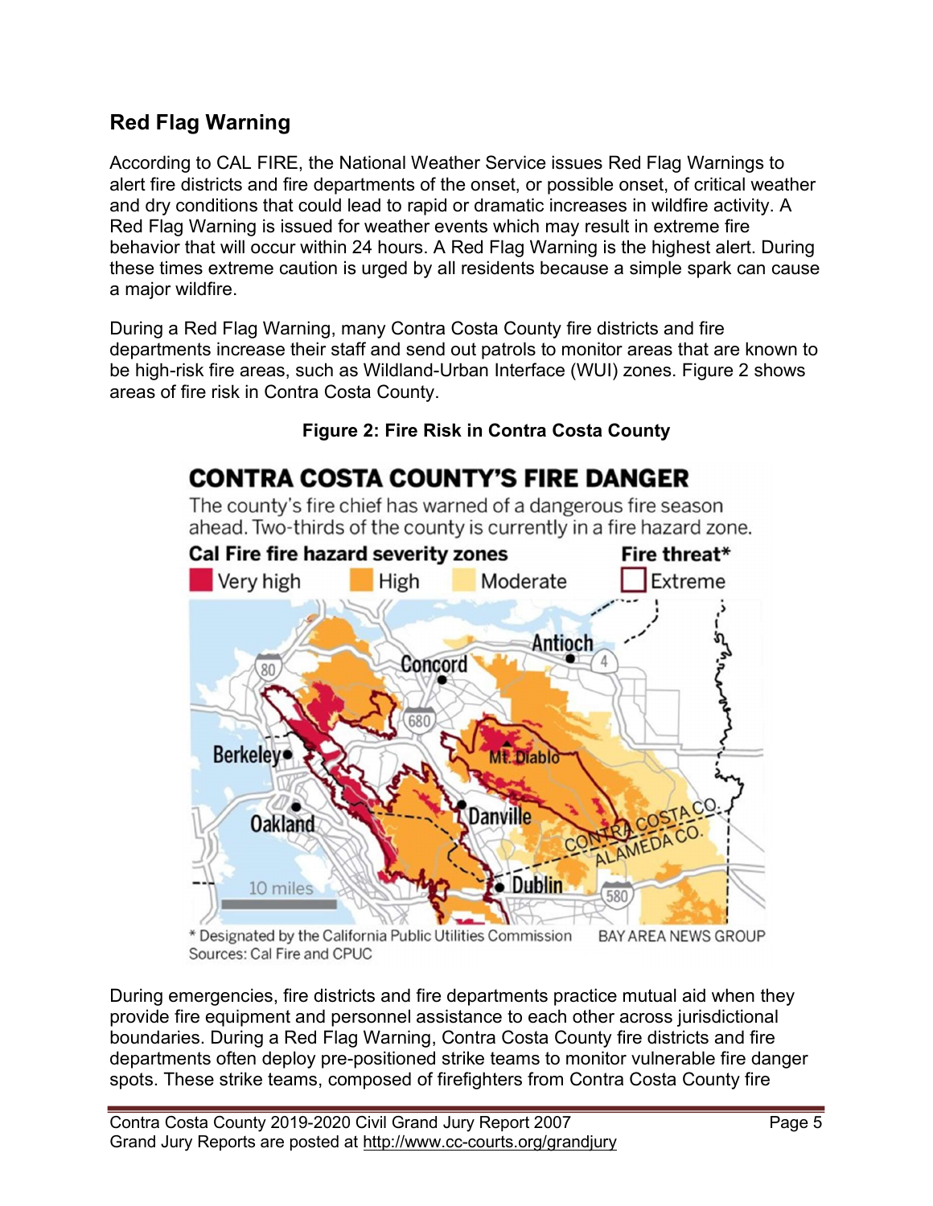## Red Flag Warning

According to CAL FIRE, the National Weather Service issues Red Flag Warnings to alert fire districts and fire departments of the onset, or possible onset, of critical weather and dry conditions that could lead to rapid or dramatic increases in wildfire activity. A Red Flag Warning is issued for weather events which may result in extreme fire behavior that will occur within 24 hours. A Red Flag Warning is the highest alert. During these times extreme caution is urged by all residents because a simple spark can cause a major wildfire.

During a Red Flag Warning, many Contra Costa County fire districts and fire departments increase their staff and send out patrols to monitor areas that are known to be high-risk fire areas, such as Wildland-Urban Interface (WUI) zones. Figure 2 shows areas of fire risk in Contra Costa County.

**Figure 2: Fire Risk in Contra Costa County**

During emergencies, fire districts and fire departments practice mutual aid when they provide fire equipment and personnel assistance to each other across jurisdictional boundaries. During a Red Flag Warning, Contra Costa County fire districts and fire departments often deploy pre-positioned strike teams to monitor vulnerable fire danger spots. These strike teams, composed of firefighters from Contra Costa County fire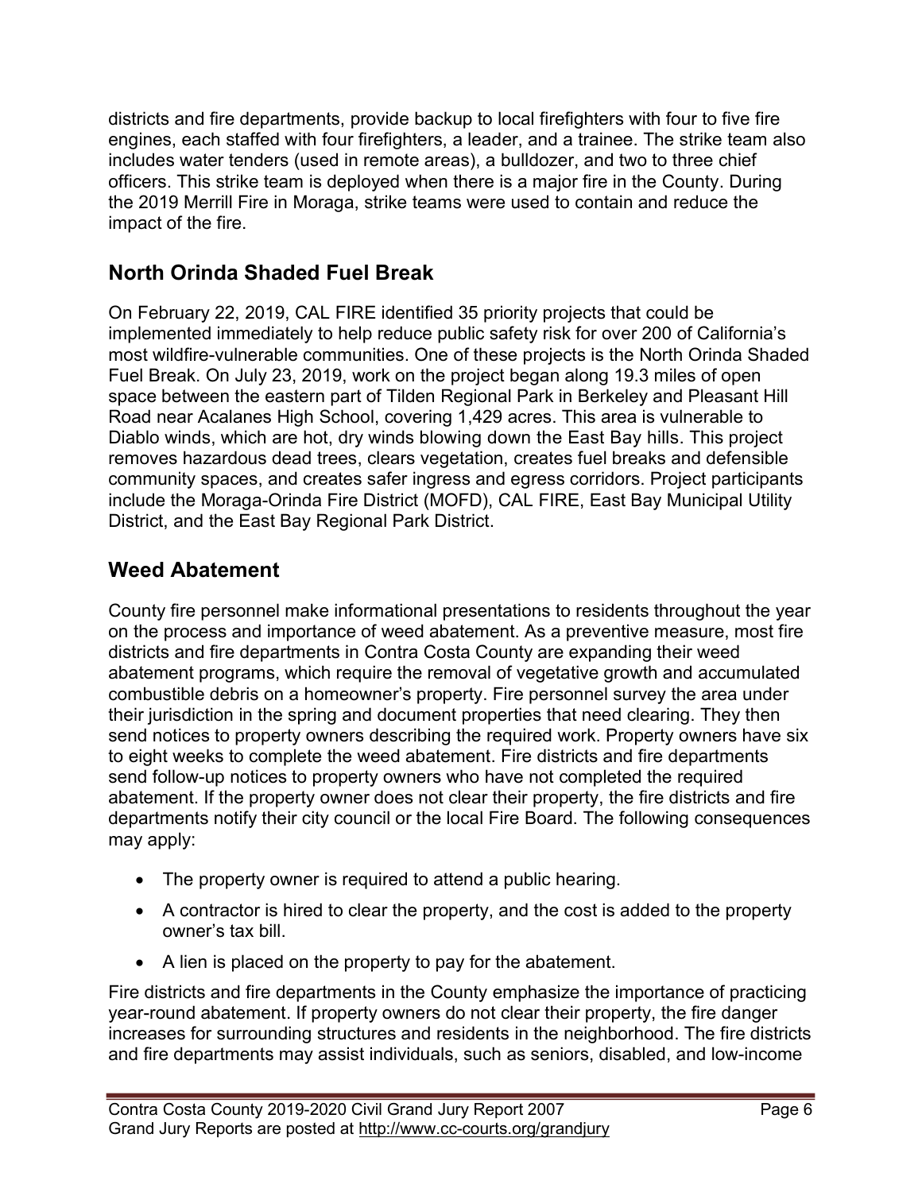districts and fire departments, provide backup to local firefighters with four to five fire engines, each staffed with four firefighters, a leader, and a trainee. The strike team also includes water tenders (used in remote areas), a bulldozer, and two to three chief officers. This strike team is deployed when there is a major fire in the County. During the 2019 Merrill Fire in Moraga, strike teams were used to contain and reduce the impact of the fire.

## North Orinda Shaded Fuel Break

On February 22, 2019, CAL FIRE identified 35 priority projects that could be implemented immediately to help reduce public safety risk for over 200 of California's most wildfire-vulnerable communities. One of these projects is the North Orinda Shaded Fuel Break. On July 23, 2019, work on the project began along 19.3 miles of open space between the eastern part of Tilden Regional Park in Berkeley and Pleasant Hill Road near Acalanes High School, covering 1,429 acres. This area is vulnerable to Diablo winds, which are hot, dry winds blowing down the East Bay hills. This project removes hazardous dead trees, clears vegetation, creates fuel breaks and defensible community spaces, and creates safer ingress and egress corridors. Project participants include the Moraga-Orinda Fire District (MOFD), CAL FIRE, East Bay Municipal Utility District, and the East Bay Regional Park District.

## Weed Abatement

County fire personnel make informational presentations to residents throughout the year on the process and importance of weed abatement. As a preventive measure, most fire districts and fire departments in Contra Costa County are expanding their weed abatement programs, which require the removal of vegetative growth and accumulated combustible debris on a homeowner's property. Fire personnel survey the area under their jurisdiction in the spring and document properties that need clearing. They then send notices to property owners describing the required work. Property owners have six to eight weeks to complete the weed abatement. Fire districts and fire departments send follow-up notices to property owners who have not completed the required abatement. If the property owner does not clear their property, the fire districts and fire departments notify their city council or the local Fire Board. The following consequences may apply:

- The property owner is required to attend a public hearing.
- A contractor is hired to clear the property, and the cost is added to the property owner's tax bill.
- A lien is placed on the property to pay for the abatement.

Fire districts and fire departments in the County emphasize the importance of practicing year-round abatement. If property owners do not clear their property, the fire danger increases for surrounding structures and residents in the neighborhood. The fire districts and fire departments may assist individuals, such as seniors, disabled, and low-income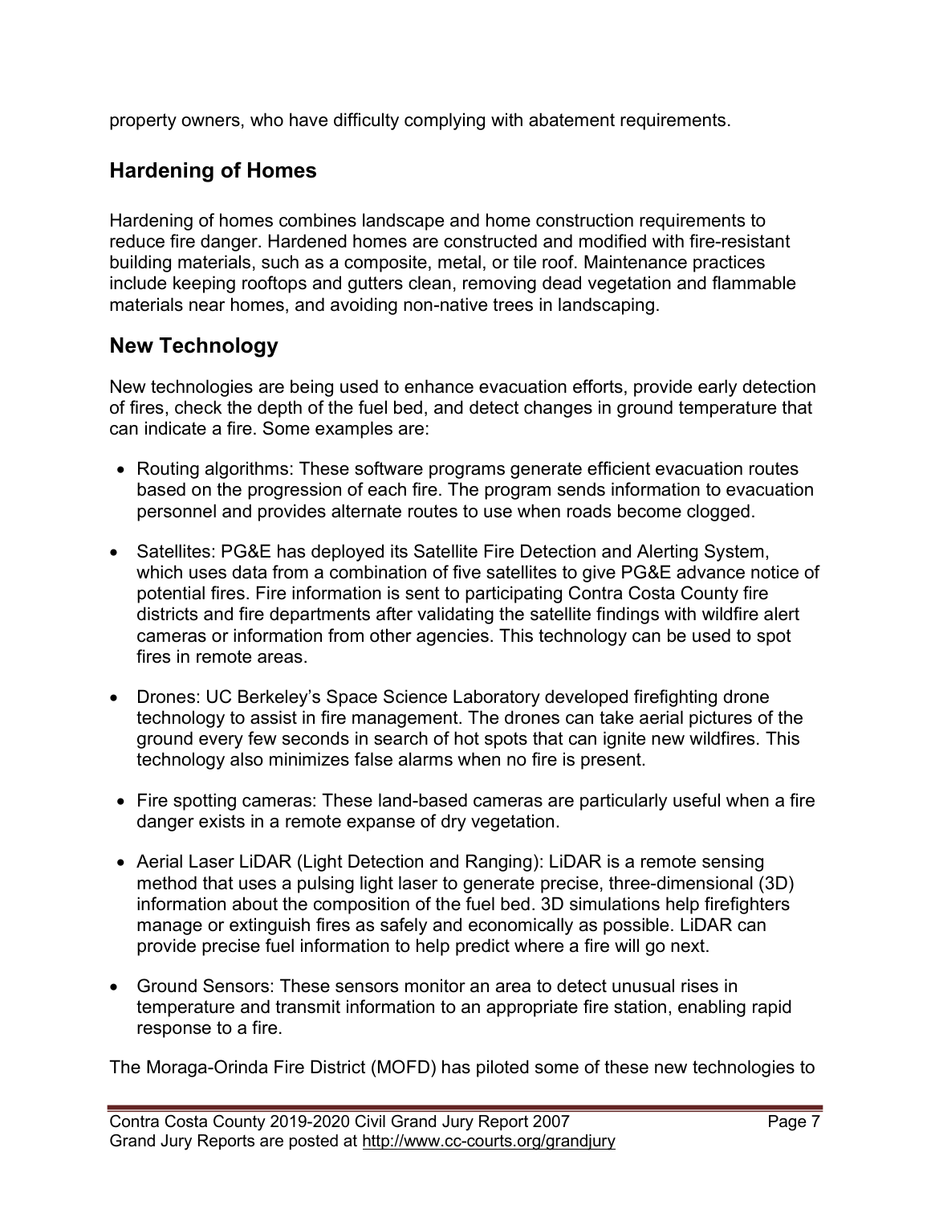property owners, who have difficulty complying with abatement requirements.

## Hardening of Homes

Hardening of homes combines landscape and home construction requirements to reduce fire danger. Hardened homes are constructed and modified with fire-resistant building materials, such as a composite, metal, or tile roof. Maintenance practices include keeping rooftops and gutters clean, removing dead vegetation and flammable materials near homes, and avoiding non-native trees in landscaping.

## New Technology

New technologies are being used to enhance evacuation efforts, provide early detection of fires, check the depth of the fuel bed, and detect changes in ground temperature that can indicate a fire. Some examples are:

- Routing algorithms: These software programs generate efficient evacuation routes based on the progression of each fire. The program sends information to evacuation personnel and provides alternate routes to use when roads become clogged.
- Satellites: PG&E has deployed its Satellite Fire Detection and Alerting System, which uses data from a combination of five satellites to give PG&E advance notice of potential fires. Fire information is sent to participating Contra Costa County fire districts and fire departments after validating the satellite findings with wildfire alert cameras or information from other agencies. This technology can be used to spot fires in remote areas.
- Drones: UC Berkeley's Space Science Laboratory developed firefighting drone technology to assist in fire management. The drones can take aerial pictures of the ground every few seconds in search of hot spots that can ignite new wildfires. This technology also minimizes false alarms when no fire is present.
- Fire spotting cameras: These land-based cameras are particularly useful when a fire danger exists in a remote expanse of dry vegetation.
- Aerial Laser LiDAR (Light Detection and Ranging): LiDAR is a remote sensing method that uses a pulsing light laser to generate precise, three-dimensional (3D) information about the composition of the fuel bed. 3D simulations help firefighters manage or extinguish fires as safely and economically as possible. LiDAR can provide precise fuel information to help predict where a fire will go next.
- Ground Sensors: These sensors monitor an area to detect unusual rises in temperature and transmit information to an appropriate fire station, enabling rapid response to a fire.

The Moraga-Orinda Fire District (MOFD) has piloted some of these new technologies to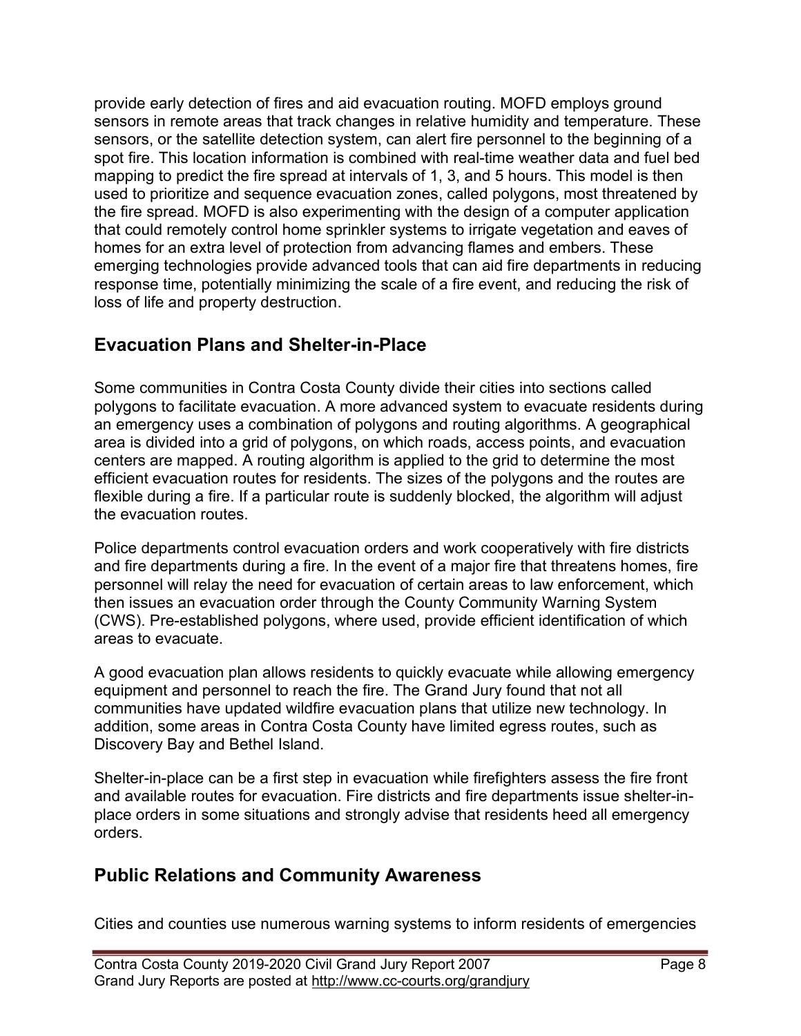provide early detection of fires and aid evacuation routing. MOFD employs ground sensors in remote areas that track changes in relative humidity and temperature. These sensors, or the satellite detection system, can alert fire personnel to the beginning of a spot fire. This location information is combined with real-time weather data and fuel bed mapping to predict the fire spread at intervals of 1, 3, and 5 hours. This model is then used to prioritize and sequence evacuation zones, called polygons, most threatened by the fire spread. MOFD is also experimenting with the design of a computer application that could remotely control home sprinkler systems to irrigate vegetation and eaves of homes for an extra level of protection from advancing flames and embers. These emerging technologies provide advanced tools that can aid fire departments in reducing response time, potentially minimizing the scale of a fire event, and reducing the risk of loss of life and property destruction.

## Evacuation Plans and Shelter-in-Place

Some communities in Contra Costa County divide their cities into sections called polygons to facilitate evacuation. A more advanced system to evacuate residents during an emergency uses a combination of polygons and routing algorithms. A geographical area is divided into a grid of polygons, on which roads, access points, and evacuation centers are mapped. A routing algorithm is applied to the grid to determine the most efficient evacuation routes for residents. The sizes of the polygons and the routes are flexible during a fire. If a particular route is suddenly blocked, the algorithm will adjust the evacuation routes.

Police departments control evacuation orders and work cooperatively with fire districts and fire departments during a fire. In the event of a major fire that threatens homes, fire personnel will relay the need for evacuation of certain areas to law enforcement, which then issues an evacuation order through the County Community Warning System (CWS). Pre-established polygons, where used, provide efficient identification of which areas to evacuate.

A good evacuation plan allows residents to quickly evacuate while allowing emergency equipment and personnel to reach the fire. The Grand Jury found that not all communities have updated wildfire evacuation plans that utilize new technology. In addition, some areas in Contra Costa County have limited egress routes, such as Discovery Bay and Bethel Island.

Shelter-in-place can be a first step in evacuation while firefighters assess the fire front and available routes for evacuation. Fire districts and fire departments issue shelter-in-place orders in some situations and strongly advise that residents heed all emergency orders.

## Public Relations and Community Awareness

Cities and counties use numerous warning systems to inform residents of emergencies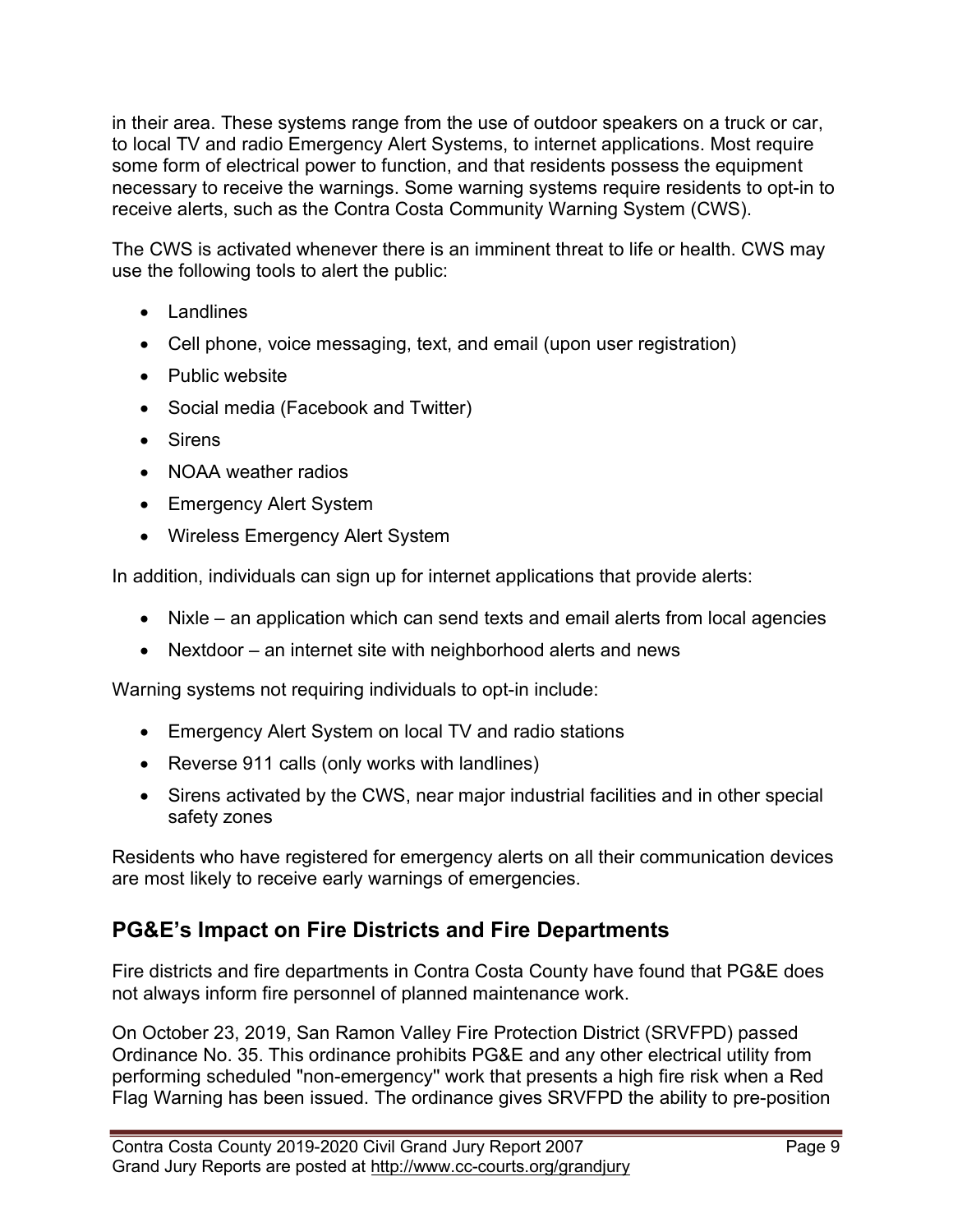in their area. These systems range from the use of outdoor speakers on a truck or car, to local TV and radio Emergency Alert Systems, to internet applications. Most require some form of electrical power to function, and that residents possess the equipment necessary to receive the warnings. Some warning systems require residents to opt-in to receive alerts, such as the Contra Costa Community Warning System (CWS).

The CWS is activated whenever there is an imminent threat to life or health. CWS may use the following tools to alert the public:

- Landlines
- Cell phone, voice messaging, text, and email (upon user registration)
- Public website
- Social media (Facebook and Twitter)
- Sirens
- NOAA weather radios
- Emergency Alert System
- Wireless Emergency Alert System

In addition, individuals can sign up for internet applications that provide alerts:

- Nixle – an application which can send texts and email alerts from local agencies
- Nextdoor – an internet site with neighborhood alerts and news

Warning systems not requiring individuals to opt-in include:

- Emergency Alert System on local TV and radio stations
- Reverse 911 calls (only works with landlines)
- Sirens activated by the CWS, near major industrial facilities and in other special safety zones

Residents who have registered for emergency alerts on all their communication devices are most likely to receive early warnings of emergencies.

## PG&E's Impact on Fire Districts and Fire Departments

Fire districts and fire departments in Contra Costa County have found that PG&E does not always inform fire personnel of planned maintenance work.

On October 23, 2019, San Ramon Valley Fire Protection District (SRVFPD) passed Ordinance No. 35. This ordinance prohibits PG&E and any other electrical utility from performing scheduled "non-emergency" work that presents a high fire risk when a Red Flag Warning has been issued. The ordinance gives SRVFPD the ability to pre-position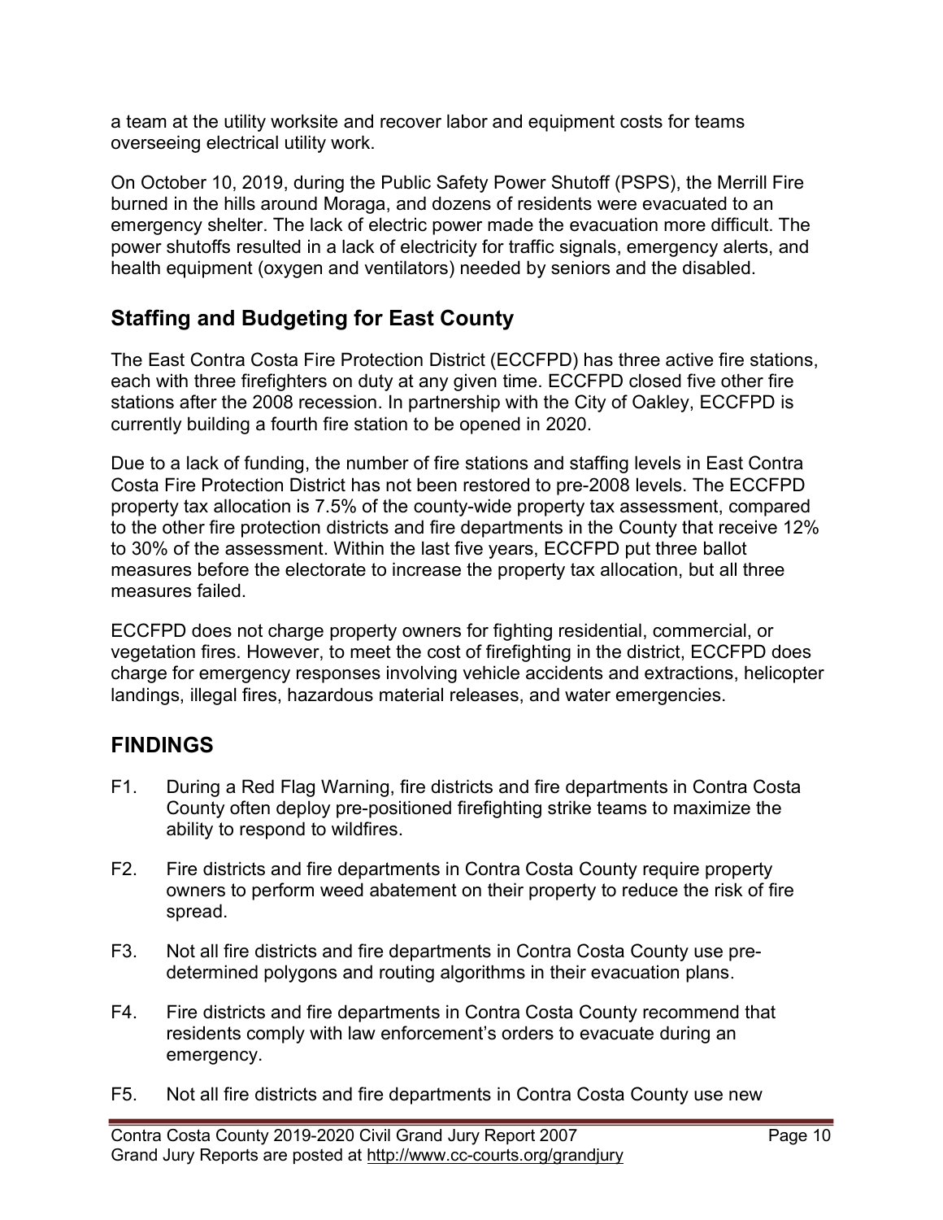a team at the utility worksite and recover labor and equipment costs for teams overseeing electrical utility work.

On October 10, 2019, during the Public Safety Power Shutoff (PSPS), the Merrill Fire burned in the hills around Moraga, and dozens of residents were evacuated to an emergency shelter. The lack of electric power made the evacuation more difficult. The power shutoffs resulted in a lack of electricity for traffic signals, emergency alerts, and health equipment (oxygen and ventilators) needed by seniors and the disabled.

## Staffing and Budgeting for East County

The East Contra Costa Fire Protection District (ECCFPD) has three active fire stations, each with three firefighters on duty at any given time. ECCFPD closed five other fire stations after the 2008 recession. In partnership with the City of Oakley, ECCFPD is currently building a fourth fire station to be opened in 2020.

Due to a lack of funding, the number of fire stations and staffing levels in East Contra Costa Fire Protection District has not been restored to pre-2008 levels. The ECCFPD property tax allocation is 7.5% of the county-wide property tax assessment, compared to the other fire protection districts and fire departments in the County that receive 12% to 30% of the assessment. Within the last five years, ECCFPD put three ballot measures before the electorate to increase the property tax allocation, but all three measures failed.

ECCFPD does not charge property owners for fighting residential, commercial, or vegetation fires. However, to meet the cost of firefighting in the district, ECCFPD does charge for emergency responses involving vehicle accidents and extractions, helicopter landings, illegal fires, hazardous material releases, and water emergencies.

# FINDINGS

F1. During a Red Flag Warning, fire districts and fire departments in Contra Costa County often deploy pre-positioned firefighting strike teams to maximize the ability to respond to wildfires.

F2. Fire districts and fire departments in Contra Costa County require property owners to perform weed abatement on their property to reduce the risk of fire spread.

F3. Not all fire districts and fire departments in Contra Costa County use pre-determined polygons and routing algorithms in their evacuation plans.

F4. Fire districts and fire departments in Contra Costa County recommend that residents comply with law enforcement's orders to evacuate during an emergency.

F5. Not all fire districts and fire departments in Contra Costa County use new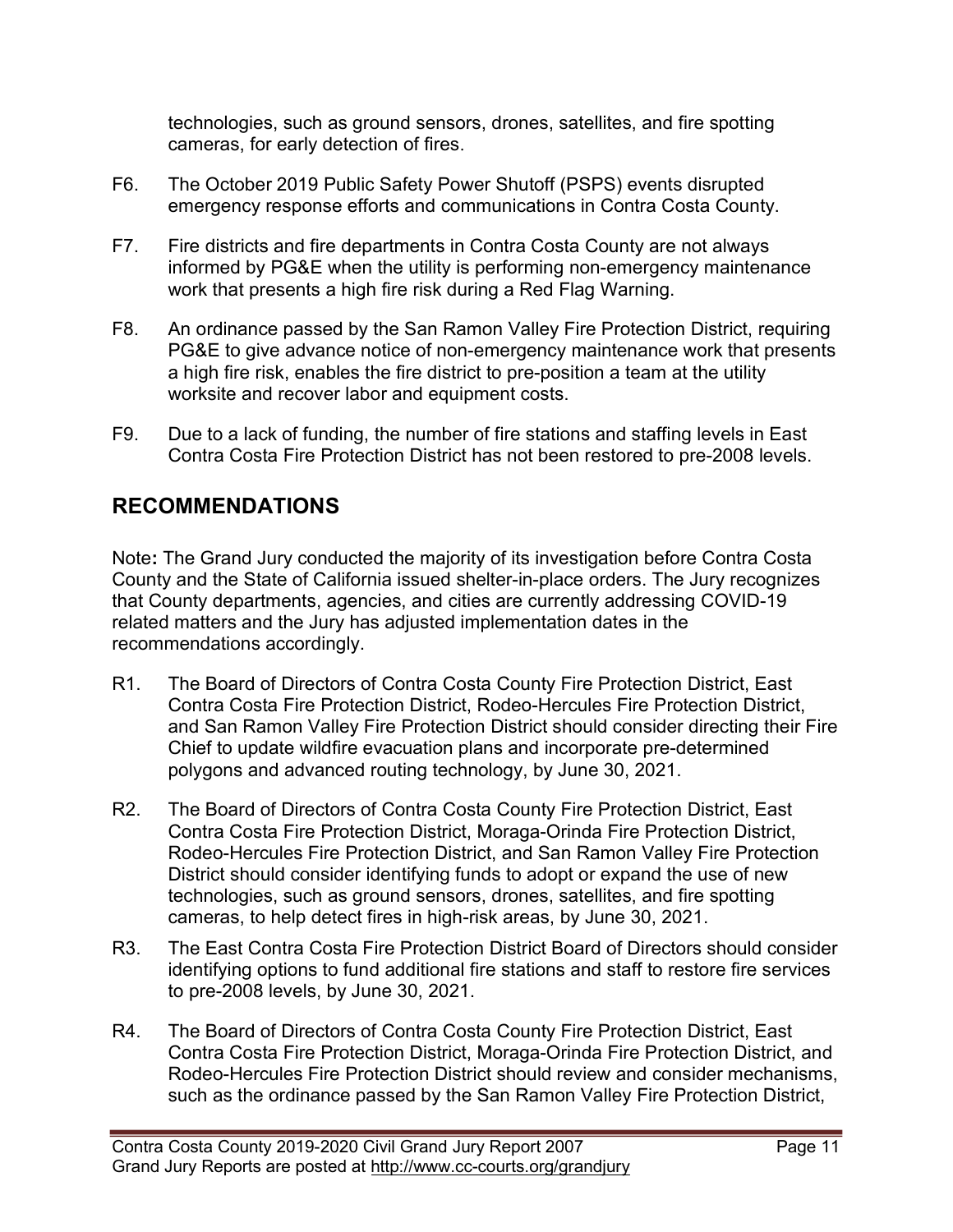technologies, such as ground sensors, drones, satellites, and fire spotting cameras, for early detection of fires.

F6. The October 2019 Public Safety Power Shutoff (PSPS) events disrupted emergency response efforts and communications in Contra Costa County.

F7. Fire districts and fire departments in Contra Costa County are not always informed by PG&E when the utility is performing non-emergency maintenance work that presents a high fire risk during a Red Flag Warning.

F8. An ordinance passed by the San Ramon Valley Fire Protection District, requiring PG&E to give advance notice of non-emergency maintenance work that presents a high fire risk, enables the fire district to pre-position a team at the utility worksite and recover labor and equipment costs.

F9. Due to a lack of funding, the number of fire stations and staffing levels in East Contra Costa Fire Protection District has not been restored to pre-2008 levels.

## RECOMMENDATIONS

Note**:** The Grand Jury conducted the majority of its investigation before Contra Costa County and the State of California issued shelter-in-place orders. The Jury recognizes that County departments, agencies, and cities are currently addressing COVID-19 related matters and the Jury has adjusted implementation dates in the recommendations accordingly.

R1. The Board of Directors of Contra Costa County Fire Protection District, East Contra Costa Fire Protection District, Rodeo-Hercules Fire Protection District, and San Ramon Valley Fire Protection District should consider directing their Fire Chief to update wildfire evacuation plans and incorporate pre-determined polygons and advanced routing technology, by June 30, 2021.

R2. The Board of Directors of Contra Costa County Fire Protection District, East Contra Costa Fire Protection District, Moraga-Orinda Fire Protection District, Rodeo-Hercules Fire Protection District, and San Ramon Valley Fire Protection District should consider identifying funds to adopt or expand the use of new technologies, such as ground sensors, drones, satellites, and fire spotting cameras, to help detect fires in high-risk areas, by June 30, 2021.

R3. The East Contra Costa Fire Protection District Board of Directors should consider identifying options to fund additional fire stations and staff to restore fire services to pre-2008 levels, by June 30, 2021.

R4. The Board of Directors of Contra Costa County Fire Protection District, East Contra Costa Fire Protection District, Moraga-Orinda Fire Protection District, and Rodeo-Hercules Fire Protection District should review and consider mechanisms, such as the ordinance passed by the San Ramon Valley Fire Protection District,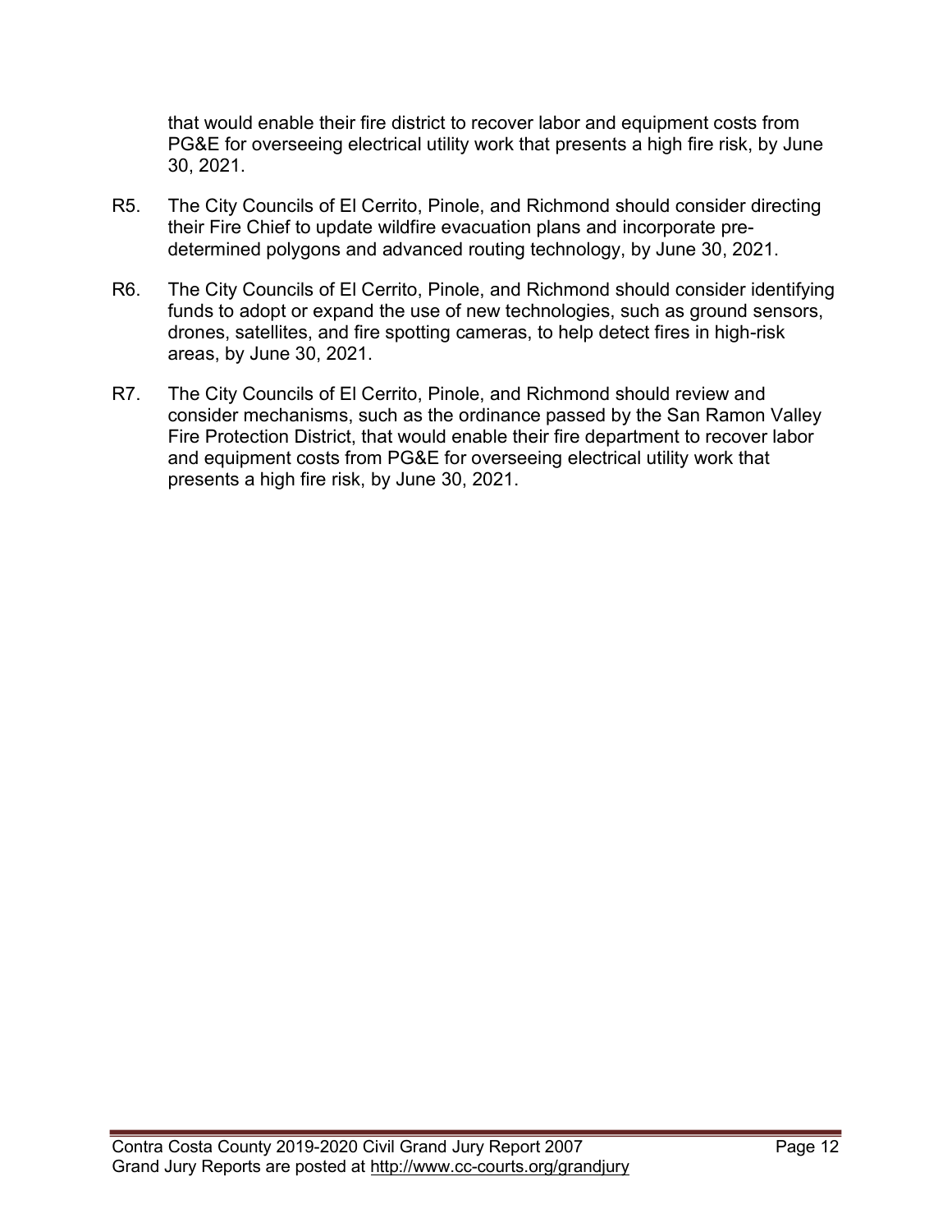that would enable their fire district to recover labor and equipment costs from PG&E for overseeing electrical utility work that presents a high fire risk, by June 30, 2021.

R5. The City Councils of El Cerrito, Pinole, and Richmond should consider directing their Fire Chief to update wildfire evacuation plans and incorporate pre-determined polygons and advanced routing technology, by June 30, 2021.

R6. The City Councils of El Cerrito, Pinole, and Richmond should consider identifying funds to adopt or expand the use of new technologies, such as ground sensors, drones, satellites, and fire spotting cameras, to help detect fires in high-risk areas, by June 30, 2021.

R7. The City Councils of El Cerrito, Pinole, and Richmond should review and consider mechanisms, such as the ordinance passed by the San Ramon Valley Fire Protection District, that would enable their fire department to recover labor and equipment costs from PG&E for overseeing electrical utility work that presents a high fire risk, by June 30, 2021.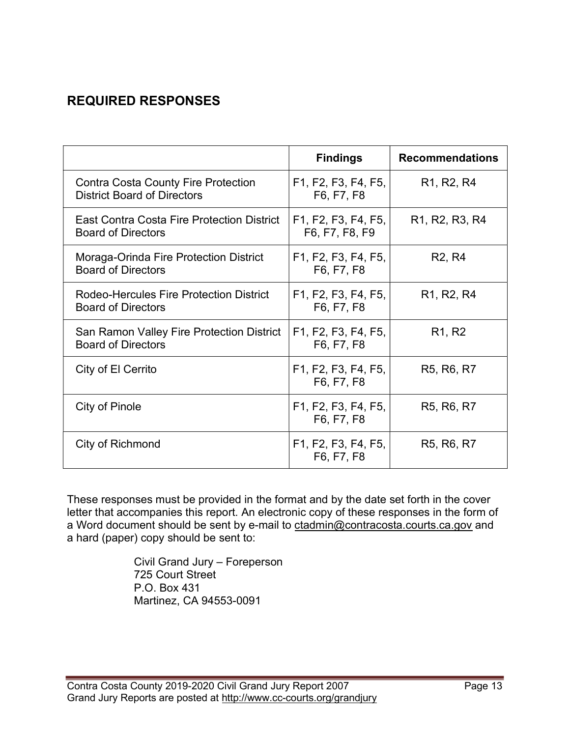## REQUIRED RESPONSES

| | Findings | Recommendations |
|---|---|---|
| Contra Costa County Fire Protection District Board of Directors | F1, F2, F3, F4, F5, F6, F7, F8 | R1, R2, R4 |
| East Contra Costa Fire Protection District Board of Directors | F1, F2, F3, F4, F5, F6, F7, F8, F9 | R1, R2, R3, R4 |
| Moraga-Orinda Fire Protection District Board of Directors | F1, F2, F3, F4, F5, F6, F7, F8 | R2, R4 |
| Rodeo-Hercules Fire Protection District Board of Directors | F1, F2, F3, F4, F5, F6, F7, F8 | R1, R2, R4 |
| San Ramon Valley Fire Protection District Board of Directors | F1, F2, F3, F4, F5, F6, F7, F8 | R1, R2 |
| City of El Cerrito | F1, F2, F3, F4, F5, F6, F7, F8 | R5, R6, R7 |
| City of Pinole | F1, F2, F3, F4, F5, F6, F7, F8 | R5, R6, R7 |
| City of Richmond | F1, F2, F3, F4, F5, F6, F7, F8 | R5, R6, R7 |

These responses must be provided in the format and by the date set forth in the cover letter that accompanies this report. An electronic copy of these responses in the form of a Word document should be sent by e-mail to ctadmin@contracosta.courts.ca.gov and a hard (paper) copy should be sent to:

Civil Grand Jury – Foreperson
725 Court Street
P.O. Box 431
Martinez, CA 94553-0091